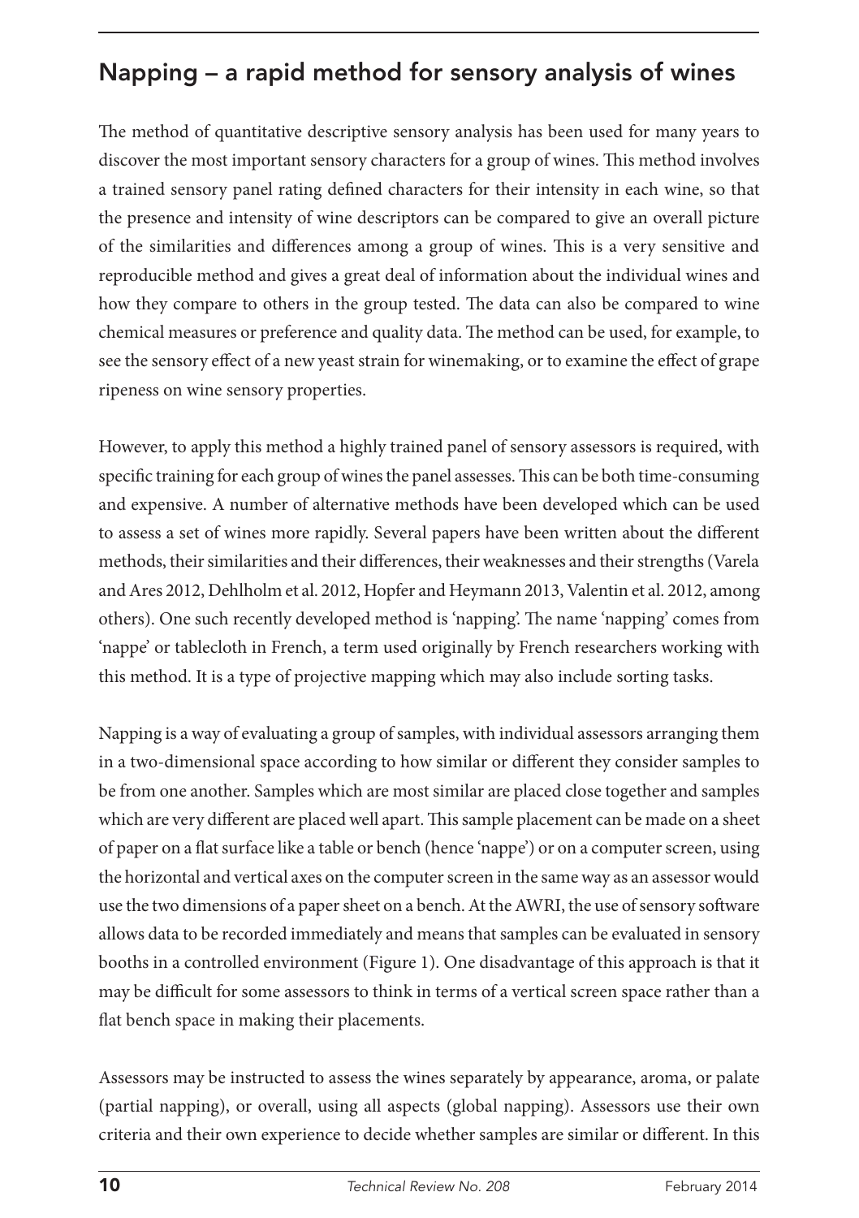## Napping – a rapid method for sensory analysis of wines

The method of quantitative descriptive sensory analysis has been used for many years to discover the most important sensory characters for a group of wines. This method involves a trained sensory panel rating defined characters for their intensity in each wine, so that the presence and intensity of wine descriptors can be compared to give an overall picture of the similarities and differences among a group of wines. This is a very sensitive and reproducible method and gives a great deal of information about the individual wines and how they compare to others in the group tested. The data can also be compared to wine chemical measures or preference and quality data. The method can be used, for example, to see the sensory effect of a new yeast strain for winemaking, or to examine the effect of grape ripeness on wine sensory properties.

However, to apply this method a highly trained panel of sensory assessors is required, with specific training for each group of wines the panel assesses. This can be both time-consuming and expensive. A number of alternative methods have been developed which can be used to assess a set of wines more rapidly. Several papers have been written about the different methods, their similarities and their differences, their weaknesses and their strengths (Varela and Ares 2012, Dehlholm et al. 2012, Hopfer and Heymann 2013, Valentin et al. 2012, among others). One such recently developed method is 'napping'. The name 'napping' comes from 'nappe' or tablecloth in French, a term used originally by French researchers working with this method. It is a type of projective mapping which may also include sorting tasks.

Napping is a way of evaluating a group of samples, with individual assessors arranging them in a two-dimensional space according to how similar or different they consider samples to be from one another. Samples which are most similar are placed close together and samples which are very different are placed well apart. This sample placement can be made on a sheet of paper on a flat surface like a table or bench (hence 'nappe') or on a computer screen, using the horizontal and vertical axes on the computer screen in the same way as an assessor would use the two dimensions of a paper sheet on a bench. At the AWRI, the use of sensory software allows data to be recorded immediately and means that samples can be evaluated in sensory booths in a controlled environment (Figure 1). One disadvantage of this approach is that it may be difficult for some assessors to think in terms of a vertical screen space rather than a flat bench space in making their placements.

Assessors may be instructed to assess the wines separately by appearance, aroma, or palate (partial napping), or overall, using all aspects (global napping). Assessors use their own criteria and their own experience to decide whether samples are similar or different. In this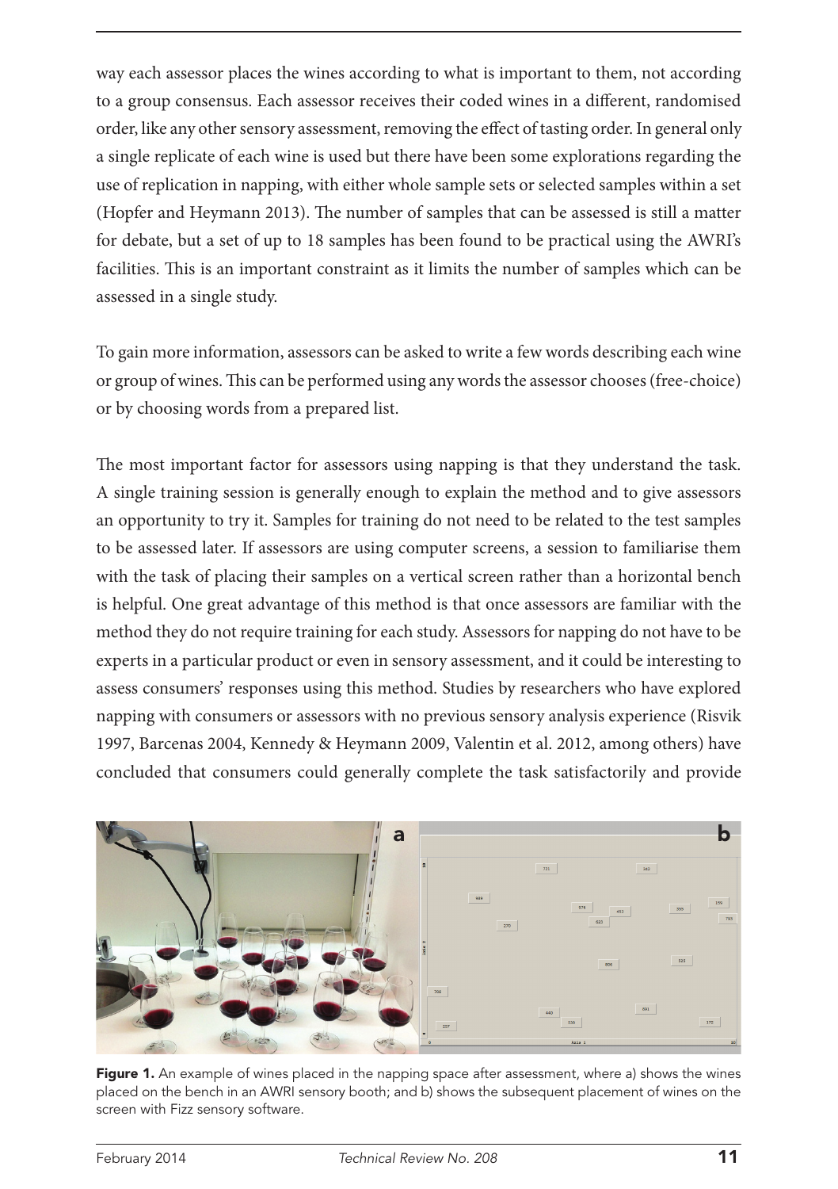way each assessor places the wines according to what is important to them, not according to a group consensus. Each assessor receives their coded wines in a different, randomised order, like any other sensory assessment, removing the effect of tasting order. In general only a single replicate of each wine is used but there have been some explorations regarding the use of replication in napping, with either whole sample sets or selected samples within a set (Hopfer and Heymann 2013). The number of samples that can be assessed is still a matter for debate, but a set of up to 18 samples has been found to be practical using the AWRI's facilities. This is an important constraint as it limits the number of samples which can be assessed in a single study.

To gain more information, assessors can be asked to write a few words describing each wine or group of wines. This can be performed using any words the assessor chooses (free-choice) or by choosing words from a prepared list.

The most important factor for assessors using napping is that they understand the task. A single training session is generally enough to explain the method and to give assessors an opportunity to try it. Samples for training do not need to be related to the test samples to be assessed later. If assessors are using computer screens, a session to familiarise them with the task of placing their samples on a vertical screen rather than a horizontal bench is helpful. One great advantage of this method is that once assessors are familiar with the method they do not require training for each study. Assessors for napping do not have to be experts in a particular product or even in sensory assessment, and it could be interesting to assess consumers' responses using this method. Studies by researchers who have explored napping with consumers or assessors with no previous sensory analysis experience (Risvik 1997, Barcenas 2004, Kennedy & Heymann 2009, Valentin et al. 2012, among others) have concluded that consumers could generally complete the task satisfactorily and provide

**Figure 1.** An example of wines placed in the napping space after assessment, where a) shows the wines placed on the bench in an AWRI sensory booth; and b) shows the subsequent placement of wines on the screen with Fizz sensory software.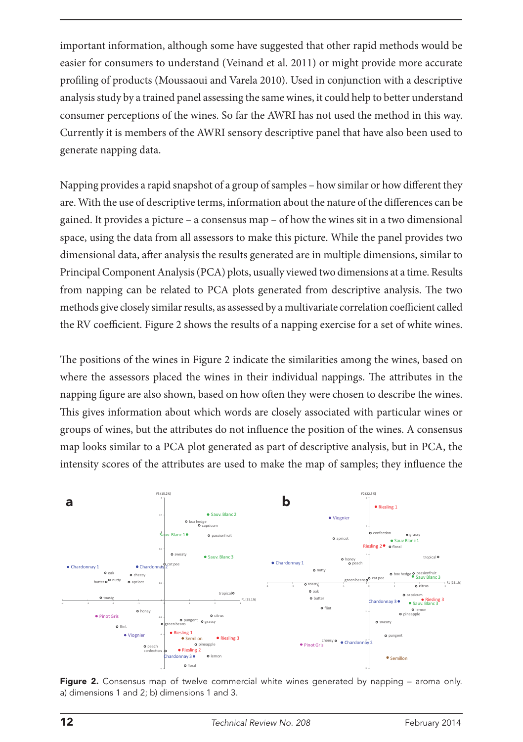important information, although some have suggested that other rapid methods would be easier for consumers to understand (Veinand et al. 2011) or might provide more accurate profiling of products (Moussaoui and Varela 2010). Used in conjunction with a descriptive analysis study by a trained panel assessing the same wines, it could help to better understand consumer perceptions of the wines. So far the AWRI has not used the method in this way. Currently it is members of the AWRI sensory descriptive panel that have also been used to generate napping data.

Napping provides a rapid snapshot of a group of samples – how similar or how different they are. With the use of descriptive terms, information about the nature of the differences can be gained. It provides a picture – a consensus map – of how the wines sit in a two dimensional space, using the data from all assessors to make this picture. While the panel provides two dimensional data, after analysis the results generated are in multiple dimensions, similar to Principal Component Analysis (PCA) plots, usually viewed two dimensions at a time. Results from napping can be related to PCA plots generated from descriptive analysis. The two methods give closely similar results, as assessed by a multivariate correlation coefficient called the RV coefficient. Figure 2 shows the results of a napping exercise for a set of white wines.

The positions of the wines in Figure 2 indicate the similarities among the wines, based on where the assessors placed the wines in their individual nappings. The attributes in the napping figure are also shown, based on how often they were chosen to describe the wines. This gives information about which words are closely associated with particular wines or groups of wines, but the attributes do not influence the position of the wines. A consensus map looks similar to a PCA plot generated as part of descriptive analysis, but in PCA, the intensity scores of the attributes are used to make the map of samples; they influence the

**Figure 2.** Consensus map of twelve commercial white wines generated by napping – aroma only. a) dimensions 1 and 2; b) dimensions 1 and 3.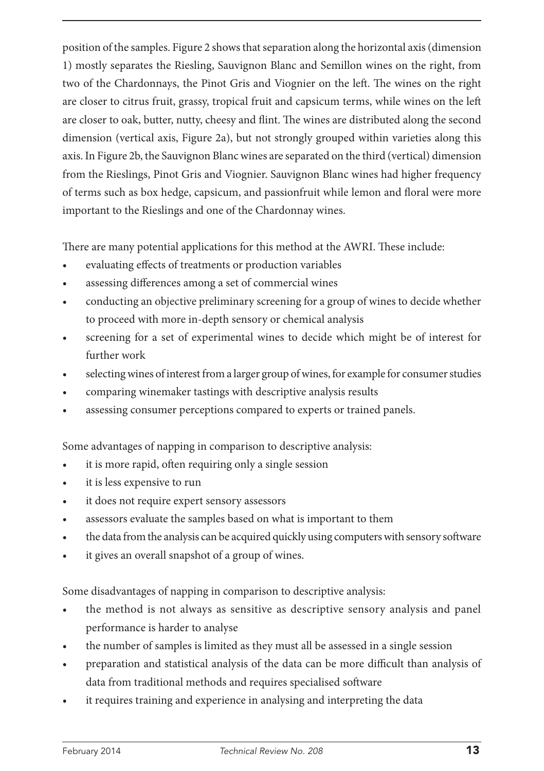position of the samples. Figure 2 shows that separation along the horizontal axis (dimension 1) mostly separates the Riesling, Sauvignon Blanc and Semillon wines on the right, from two of the Chardonnays, the Pinot Gris and Viognier on the left. The wines on the right are closer to citrus fruit, grassy, tropical fruit and capsicum terms, while wines on the left are closer to oak, butter, nutty, cheesy and flint. The wines are distributed along the second dimension (vertical axis, Figure 2a), but not strongly grouped within varieties along this axis. In Figure 2b, the Sauvignon Blanc wines are separated on the third (vertical) dimension from the Rieslings, Pinot Gris and Viognier. Sauvignon Blanc wines had higher frequency of terms such as box hedge, capsicum, and passionfruit while lemon and floral were more important to the Rieslings and one of the Chardonnay wines.

There are many potential applications for this method at the AWRI. These include:

- evaluating effects of treatments or production variables
- assessing differences among a set of commercial wines
- conducting an objective preliminary screening for a group of wines to decide whether to proceed with more in-depth sensory or chemical analysis
- screening for a set of experimental wines to decide which might be of interest for further work
- selecting wines of interest from a larger group of wines, for example for consumer studies
- comparing winemaker tastings with descriptive analysis results
- assessing consumer perceptions compared to experts or trained panels.

Some advantages of napping in comparison to descriptive analysis:

- it is more rapid, often requiring only a single session
- it is less expensive to run
- it does not require expert sensory assessors
- assessors evaluate the samples based on what is important to them
- the data from the analysis can be acquired quickly using computers with sensory software
- it gives an overall snapshot of a group of wines.

Some disadvantages of napping in comparison to descriptive analysis:

- the method is not always as sensitive as descriptive sensory analysis and panel performance is harder to analyse
- the number of samples is limited as they must all be assessed in a single session
- preparation and statistical analysis of the data can be more difficult than analysis of data from traditional methods and requires specialised software
- it requires training and experience in analysing and interpreting the data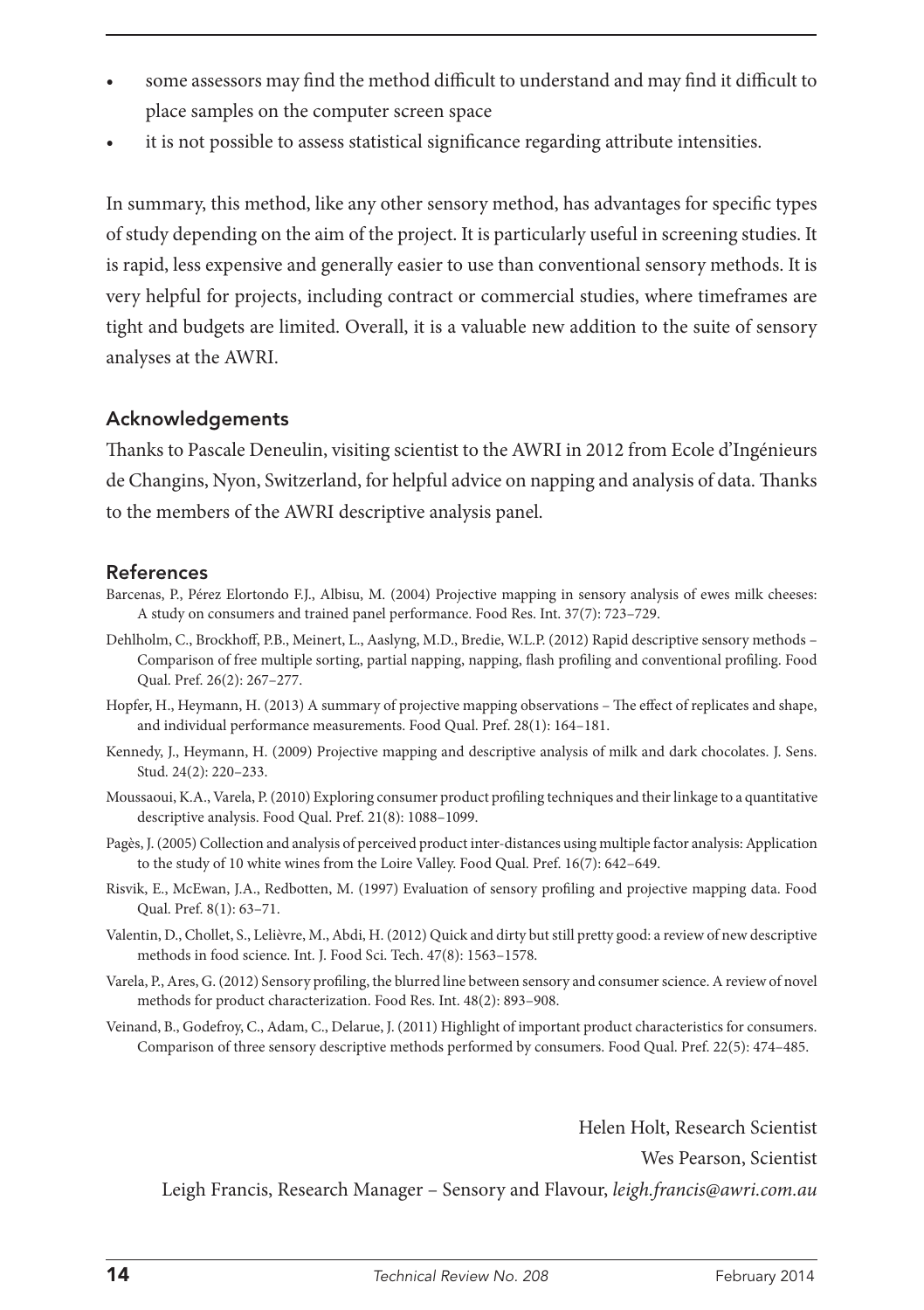- some assessors may find the method difficult to understand and may find it difficult to place samples on the computer screen space
- it is not possible to assess statistical significance regarding attribute intensities.

In summary, this method, like any other sensory method, has advantages for specific types of study depending on the aim of the project. It is particularly useful in screening studies. It is rapid, less expensive and generally easier to use than conventional sensory methods. It is very helpful for projects, including contract or commercial studies, where timeframes are tight and budgets are limited. Overall, it is a valuable new addition to the suite of sensory analyses at the AWRI.

## Acknowledgements

Thanks to Pascale Deneulin, visiting scientist to the AWRI in 2012 from Ecole d'Ingénieurs de Changins, Nyon, Switzerland, for helpful advice on napping and analysis of data. Thanks to the members of the AWRI descriptive analysis panel.

## References

Barcenas, P., Pérez Elortondo F.J., Albisu, M. (2004) Projective mapping in sensory analysis of ewes milk cheeses: A study on consumers and trained panel performance. Food Res. Int. 37(7): 723–729.

Dehlholm, C., Brockhoff, P.B., Meinert, L., Aaslyng, M.D., Bredie, W.L.P. (2012) Rapid descriptive sensory methods – Comparison of free multiple sorting, partial napping, napping, flash profiling and conventional profiling. Food Qual. Pref. 26(2): 267–277.

Hopfer, H., Heymann, H. (2013) A summary of projective mapping observations – The effect of replicates and shape, and individual performance measurements. Food Qual. Pref. 28(1): 164–181.

Kennedy, J., Heymann, H. (2009) Projective mapping and descriptive analysis of milk and dark chocolates. J. Sens. Stud. 24(2): 220–233.

Moussaoui, K.A., Varela, P. (2010) Exploring consumer product profiling techniques and their linkage to a quantitative descriptive analysis. Food Qual. Pref. 21(8): 1088–1099.

Pagès, J. (2005) Collection and analysis of perceived product inter-distances using multiple factor analysis: Application to the study of 10 white wines from the Loire Valley. Food Qual. Pref. 16(7): 642–649.

Risvik, E., McEwan, J.A., Redbotten, M. (1997) Evaluation of sensory profiling and projective mapping data. Food Qual. Pref. 8(1): 63–71.

Valentin, D., Chollet, S., Lelièvre, M., Abdi, H. (2012) Quick and dirty but still pretty good: a review of new descriptive methods in food science. Int. J. Food Sci. Tech. 47(8): 1563–1578.

Varela, P., Ares, G. (2012) Sensory profiling, the blurred line between sensory and consumer science. A review of novel methods for product characterization. Food Res. Int. 48(2): 893–908.

Veinand, B., Godefroy, C., Adam, C., Delarue, J. (2011) Highlight of important product characteristics for consumers. Comparison of three sensory descriptive methods performed by consumers. Food Qual. Pref. 22(5): 474–485.

Helen Holt, Research Scientist

Wes Pearson, Scientist

Leigh Francis, Research Manager – Sensory and Flavour, *leigh.francis@awri.com.au*